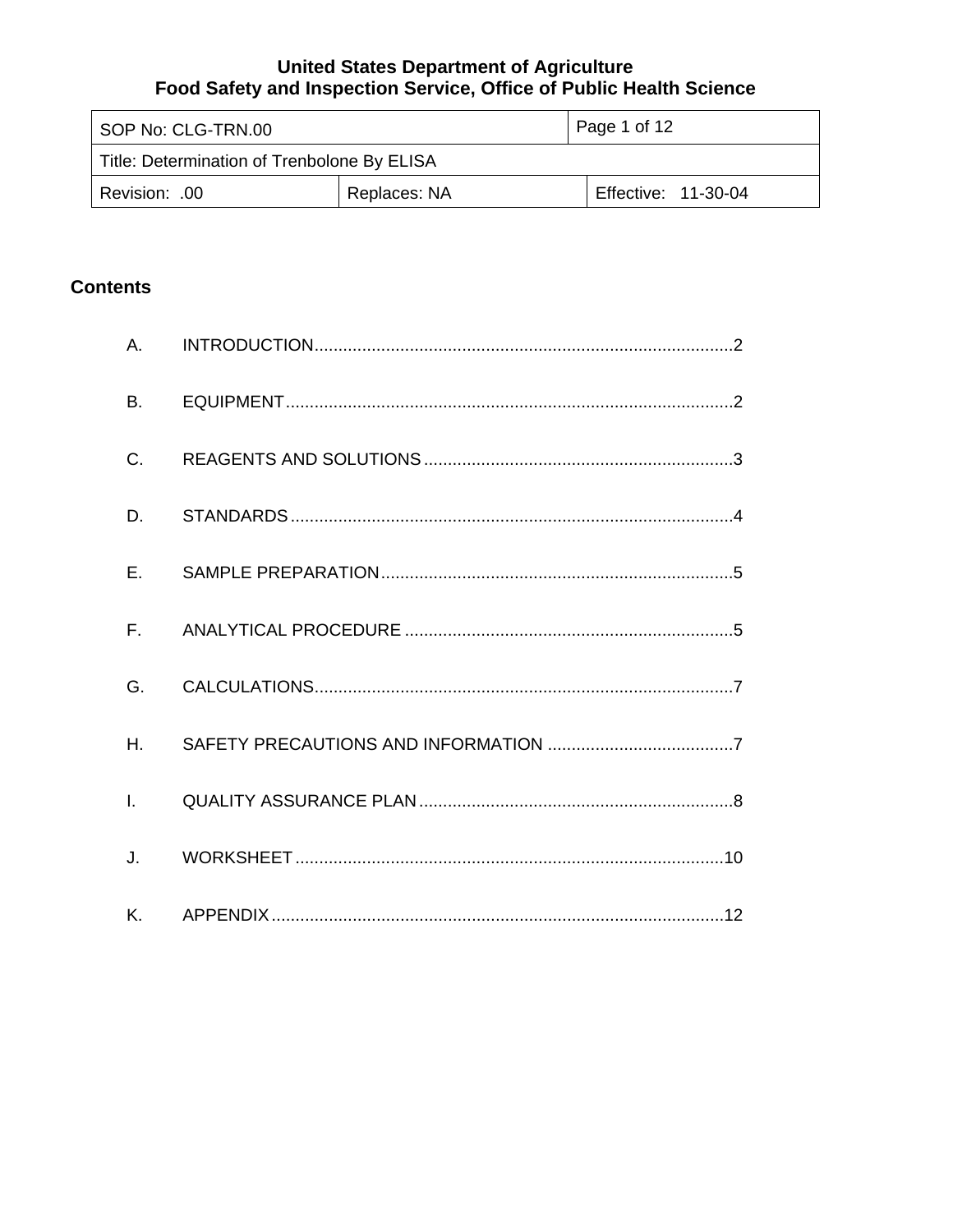**United States Department of Agriculture**
**Food Safety and Inspection Service, Office of Public Health Science**

| SOP No: CLG-TRN.00 | | Page 1 of 12 |
|---|---|---|
| Title: Determination of Trenbolone By ELISA | | |
| Revision: .00 | Replaces: NA | Effective: 11-30-04 |

## Contents

A. INTRODUCTION....................................................................................2

B. EQUIPMENT.........................................................................................2

C. REAGENTS AND SOLUTIONS ...............................................................3

D. STANDARDS .........................................................................................4

E. SAMPLE PREPARATION........................................................................5

F. ANALYTICAL PROCEDURE ...................................................................5

G. CALCULATIONS.....................................................................................7

H. SAFETY PRECAUTIONS AND INFORMATION .......................................7

I. QUALITY ASSURANCE PLAN.................................................................8

J. WORKSHEET ........................................................................................10

K. APPENDIX............................................................................................12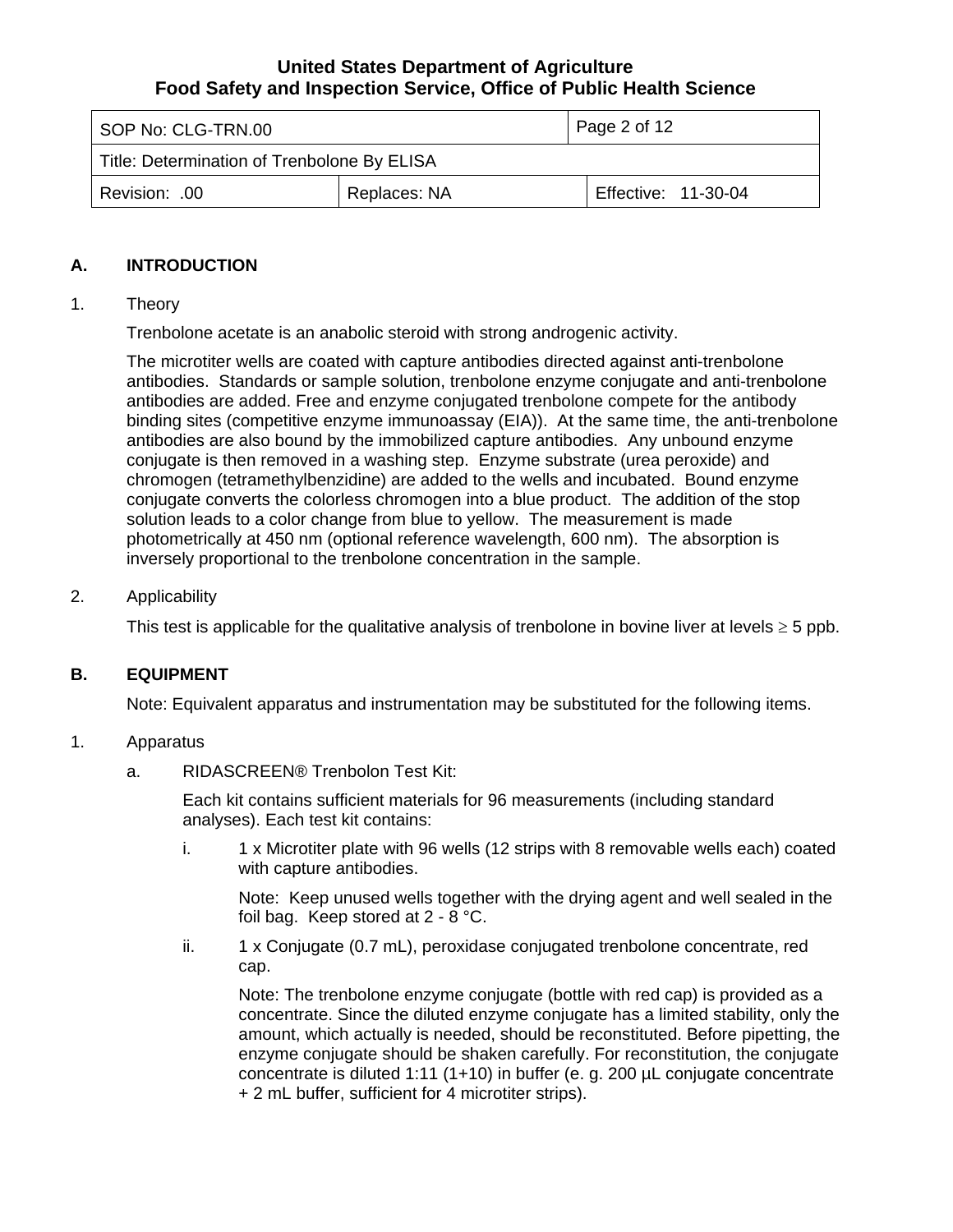## A. INTRODUCTION

1. Theory

   Trenbolone acetate is an anabolic steroid with strong androgenic activity.

   The microtiter wells are coated with capture antibodies directed against anti-trenbolone antibodies. Standards or sample solution, trenbolone enzyme conjugate and anti-trenbolone antibodies are added. Free and enzyme conjugated trenbolone compete for the antibody binding sites (competitive enzyme immunoassay (EIA)). At the same time, the anti-trenbolone antibodies are also bound by the immobilized capture antibodies. Any unbound enzyme conjugate is then removed in a washing step. Enzyme substrate (urea peroxide) and chromogen (tetramethylbenzidine) are added to the wells and incubated. Bound enzyme conjugate converts the colorless chromogen into a blue product. The addition of the stop solution leads to a color change from blue to yellow. The measurement is made photometrically at 450 nm (optional reference wavelength, 600 nm). The absorption is inversely proportional to the trenbolone concentration in the sample.

2. Applicability

   This test is applicable for the qualitative analysis of trenbolone in bovine liver at levels $\geq$ 5 ppb.

## B. EQUIPMENT

Note: Equivalent apparatus and instrumentation may be substituted for the following items.

1. Apparatus

   a. RIDASCREEN® Trenbolon Test Kit:

      Each kit contains sufficient materials for 96 measurements (including standard analyses). Each test kit contains:

      i. 1 x Microtiter plate with 96 wells (12 strips with 8 removable wells each) coated with capture antibodies.

         Note: Keep unused wells together with the drying agent and well sealed in the foil bag. Keep stored at 2 - 8 °C.

      ii. 1 x Conjugate (0.7 mL), peroxidase conjugated trenbolone concentrate, red cap.

         Note: The trenbolone enzyme conjugate (bottle with red cap) is provided as a concentrate. Since the diluted enzyme conjugate has a limited stability, only the amount, which actually is needed, should be reconstituted. Before pipetting, the enzyme conjugate should be shaken carefully. For reconstitution, the conjugate concentrate is diluted 1:11 (1+10) in buffer (e. g. 200 µL conjugate concentrate + 2 mL buffer, sufficient for 4 microtiter strips).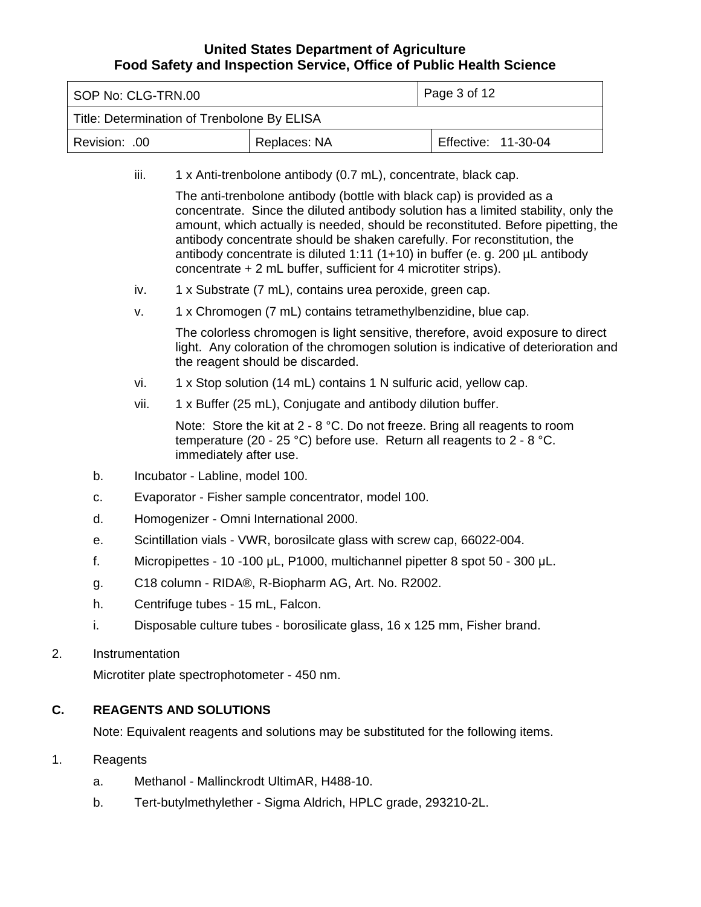iii. 1 x Anti-trenbolone antibody (0.7 mL), concentrate, black cap.

The anti-trenbolone antibody (bottle with black cap) is provided as a concentrate. Since the diluted antibody solution has a limited stability, only the amount, which actually is needed, should be reconstituted. Before pipetting, the antibody concentrate should be shaken carefully. For reconstitution, the antibody concentrate is diluted 1:11 (1+10) in buffer (e. g. 200 µL antibody concentrate + 2 mL buffer, sufficient for 4 microtiter strips).

iv. 1 x Substrate (7 mL), contains urea peroxide, green cap.

v. 1 x Chromogen (7 mL) contains tetramethylbenzidine, blue cap.

The colorless chromogen is light sensitive, therefore, avoid exposure to direct light. Any coloration of the chromogen solution is indicative of deterioration and the reagent should be discarded.

vi. 1 x Stop solution (14 mL) contains 1 N sulfuric acid, yellow cap.

vii. 1 x Buffer (25 mL), Conjugate and antibody dilution buffer.

Note: Store the kit at 2 - 8 °C. Do not freeze. Bring all reagents to room temperature (20 - 25 °C) before use. Return all reagents to 2 - 8 °C. immediately after use.

b. Incubator - Labline, model 100.

c. Evaporator - Fisher sample concentrator, model 100.

d. Homogenizer - Omni International 2000.

e. Scintillation vials - VWR, borosilcate glass with screw cap, 66022-004.

f. Micropipettes - 10 -100 µL, P1000, multichannel pipetter 8 spot 50 - 300 µL.

g. C18 column - RIDA®, R-Biopharm AG, Art. No. R2002.

h. Centrifuge tubes - 15 mL, Falcon.

i. Disposable culture tubes - borosilicate glass, 16 x 125 mm, Fisher brand.

2. Instrumentation

Microtiter plate spectrophotometer - 450 nm.

## C. REAGENTS AND SOLUTIONS

Note: Equivalent reagents and solutions may be substituted for the following items.

1. Reagents

   a. Methanol - Mallinckrodt UltimAR, H488-10.

   b. Tert-butylmethylether - Sigma Aldrich, HPLC grade, 293210-2L.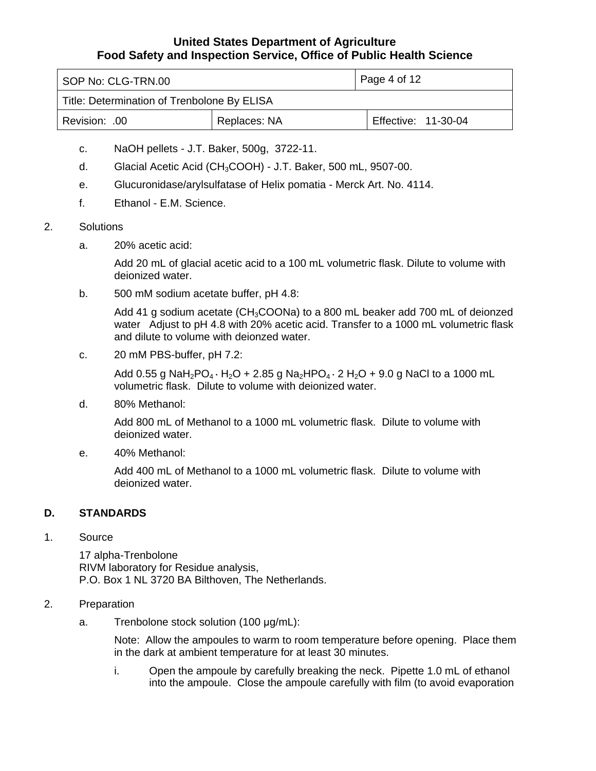c. NaOH pellets - J.T. Baker, 500g, 3722-11.

d. Glacial Acetic Acid ($CH_3COOH$) - J.T. Baker, 500 mL, 9507-00.

e. Glucuronidase/arylsulfatase of Helix pomatia - Merck Art. No. 4114.

f. Ethanol - E.M. Science.

2. Solutions

   a. 20% acetic acid:

      Add 20 mL of glacial acetic acid to a 100 mL volumetric flask. Dilute to volume with deionized water.

   b. 500 mM sodium acetate buffer, pH 4.8:

      Add 41 g sodium acetate ($CH_3COONa$) to a 800 mL beaker add 700 mL of deionzed water Adjust to pH 4.8 with 20% acetic acid. Transfer to a 1000 mL volumetric flask and dilute to volume with deionzed water.

   c. 20 mM PBS-buffer, pH 7.2:

      Add 0.55 g $NaH_2PO_4 \cdot H_2O$ + 2.85 g $Na_2HPO_4 \cdot 2\ H_2O$ + 9.0 g NaCl to a 1000 mL volumetric flask. Dilute to volume with deionized water.

   d. 80% Methanol:

      Add 800 mL of Methanol to a 1000 mL volumetric flask. Dilute to volume with deionized water.

   e. 40% Methanol:

      Add 400 mL of Methanol to a 1000 mL volumetric flask. Dilute to volume with deionized water.

## D. STANDARDS

1. Source

   17 alpha-Trenbolone
   RIVM laboratory for Residue analysis,
   P.O. Box 1 NL 3720 BA Bilthoven, The Netherlands.

2. Preparation

   a. Trenbolone stock solution (100 µg/mL):

      Note: Allow the ampoules to warm to room temperature before opening. Place them in the dark at ambient temperature for at least 30 minutes.

      i. Open the ampoule by carefully breaking the neck. Pipette 1.0 mL of ethanol into the ampoule. Close the ampoule carefully with film (to avoid evaporation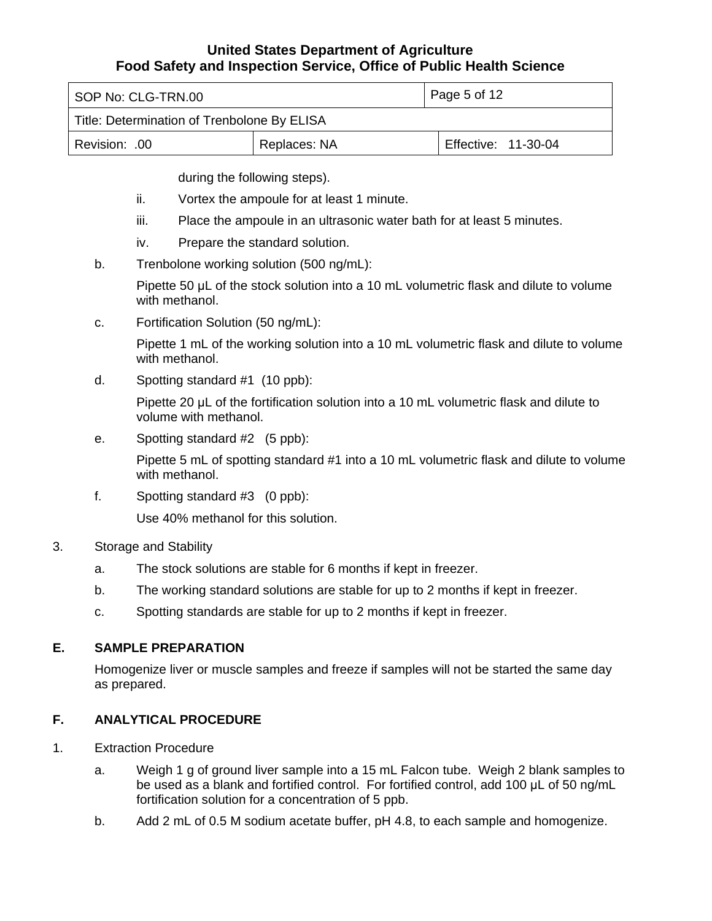during the following steps).

ii. Vortex the ampoule for at least 1 minute.

iii. Place the ampoule in an ultrasonic water bath for at least 5 minutes.

iv. Prepare the standard solution.

b. Trenbolone working solution (500 ng/mL):

Pipette 50 µL of the stock solution into a 10 mL volumetric flask and dilute to volume with methanol.

c. Fortification Solution (50 ng/mL):

Pipette 1 mL of the working solution into a 10 mL volumetric flask and dilute to volume with methanol.

d. Spotting standard #1 (10 ppb):

Pipette 20 µL of the fortification solution into a 10 mL volumetric flask and dilute to volume with methanol.

e. Spotting standard #2 (5 ppb):

Pipette 5 mL of spotting standard #1 into a 10 mL volumetric flask and dilute to volume with methanol.

f. Spotting standard #3 (0 ppb):

Use 40% methanol for this solution.

3. Storage and Stability

a. The stock solutions are stable for 6 months if kept in freezer.

b. The working standard solutions are stable for up to 2 months if kept in freezer.

c. Spotting standards are stable for up to 2 months if kept in freezer.

## E. SAMPLE PREPARATION

Homogenize liver or muscle samples and freeze if samples will not be started the same day as prepared.

## F. ANALYTICAL PROCEDURE

1. Extraction Procedure

a. Weigh 1 g of ground liver sample into a 15 mL Falcon tube. Weigh 2 blank samples to be used as a blank and fortified control. For fortified control, add 100 µL of 50 ng/mL fortification solution for a concentration of 5 ppb.

b. Add 2 mL of 0.5 M sodium acetate buffer, pH 4.8, to each sample and homogenize.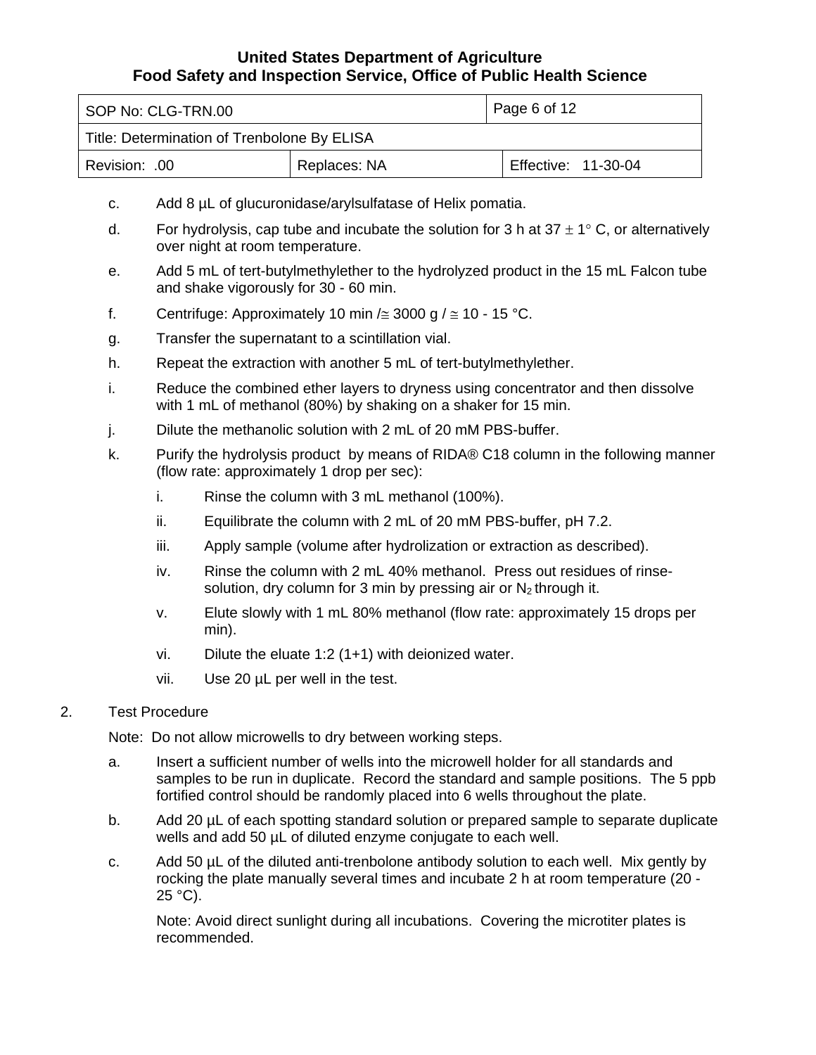c. Add 8 µL of glucuronidase/arylsulfatase of Helix pomatia.

d. For hydrolysis, cap tube and incubate the solution for 3 h at 37 ± 1° C, or alternatively over night at room temperature.

e. Add 5 mL of tert-butylmethylether to the hydrolyzed product in the 15 mL Falcon tube and shake vigorously for 30 - 60 min.

f. Centrifuge: Approximately 10 min /≅ 3000 g / ≅ 10 - 15 °C.

g. Transfer the supernatant to a scintillation vial.

h. Repeat the extraction with another 5 mL of tert-butylmethylether.

i. Reduce the combined ether layers to dryness using concentrator and then dissolve with 1 mL of methanol (80%) by shaking on a shaker for 15 min.

j. Dilute the methanolic solution with 2 mL of 20 mM PBS-buffer.

k. Purify the hydrolysis product by means of RIDA® C18 column in the following manner (flow rate: approximately 1 drop per sec):

   i. Rinse the column with 3 mL methanol (100%).

   ii. Equilibrate the column with 2 mL of 20 mM PBS-buffer, pH 7.2.

   iii. Apply sample (volume after hydrolization or extraction as described).

   iv. Rinse the column with 2 mL 40% methanol. Press out residues of rinse-solution, dry column for 3 min by pressing air or $N_2$ through it.

   v. Elute slowly with 1 mL 80% methanol (flow rate: approximately 15 drops per min).

   vi. Dilute the eluate 1:2 (1+1) with deionized water.

   vii. Use 20 µL per well in the test.

2. Test Procedure

   Note: Do not allow microwells to dry between working steps.

   a. Insert a sufficient number of wells into the microwell holder for all standards and samples to be run in duplicate. Record the standard and sample positions. The 5 ppb fortified control should be randomly placed into 6 wells throughout the plate.

   b. Add 20 µL of each spotting standard solution or prepared sample to separate duplicate wells and add 50 µL of diluted enzyme conjugate to each well.

   c. Add 50 µL of the diluted anti-trenbolone antibody solution to each well. Mix gently by rocking the plate manually several times and incubate 2 h at room temperature (20 - 25 °C).

      Note: Avoid direct sunlight during all incubations. Covering the microtiter plates is recommended.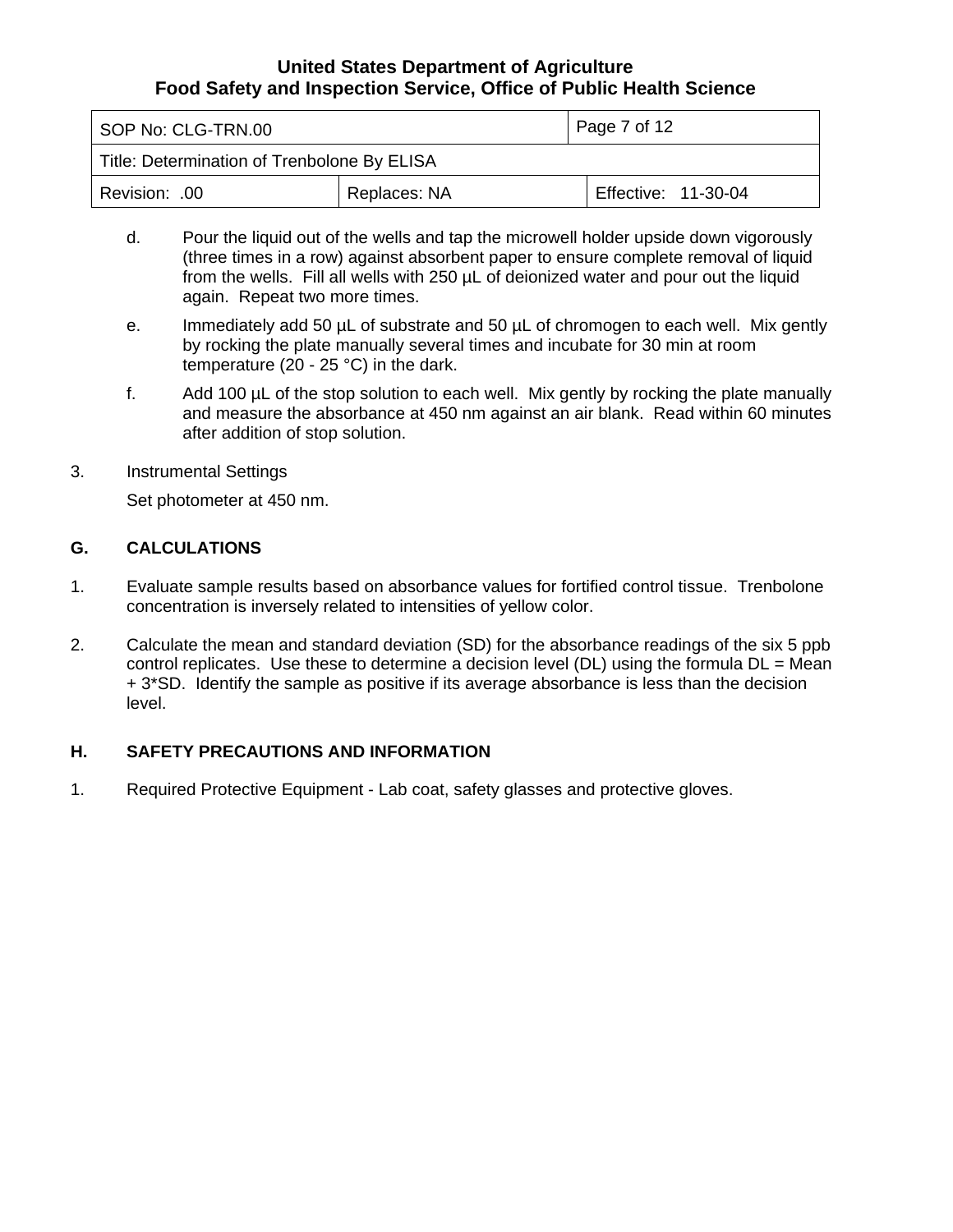d. Pour the liquid out of the wells and tap the microwell holder upside down vigorously (three times in a row) against absorbent paper to ensure complete removal of liquid from the wells. Fill all wells with 250 µL of deionized water and pour out the liquid again. Repeat two more times.

e. Immediately add 50 µL of substrate and 50 µL of chromogen to each well. Mix gently by rocking the plate manually several times and incubate for 30 min at room temperature (20 - 25 °C) in the dark.

f. Add 100 µL of the stop solution to each well. Mix gently by rocking the plate manually and measure the absorbance at 450 nm against an air blank. Read within 60 minutes after addition of stop solution.

3. Instrumental Settings

   Set photometer at 450 nm.

## G. CALCULATIONS

1. Evaluate sample results based on absorbance values for fortified control tissue. Trenbolone concentration is inversely related to intensities of yellow color.

2. Calculate the mean and standard deviation (SD) for the absorbance readings of the six 5 ppb control replicates. Use these to determine a decision level (DL) using the formula DL = Mean + 3*SD. Identify the sample as positive if its average absorbance is less than the decision level.

## H. SAFETY PRECAUTIONS AND INFORMATION

1. Required Protective Equipment - Lab coat, safety glasses and protective gloves.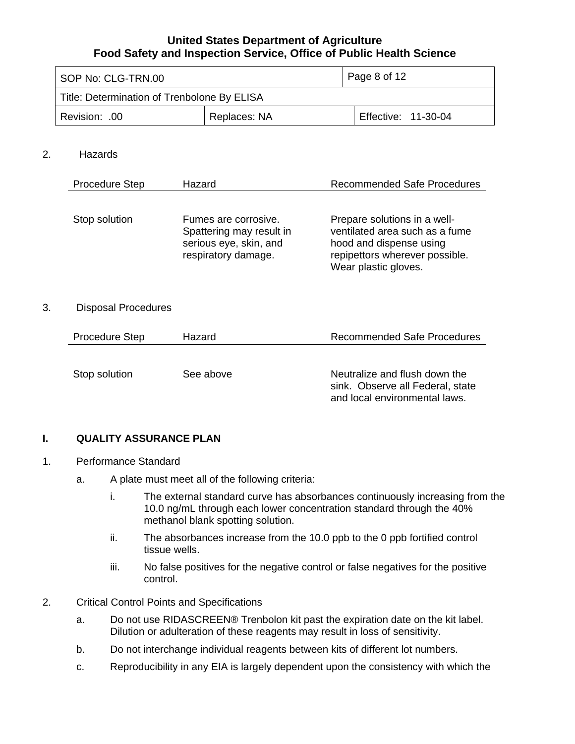2. Hazards

| Procedure Step | Hazard | Recommended Safe Procedures |
|---|---|---|
| Stop solution | Fumes are corrosive. Spattering may result in serious eye, skin, and respiratory damage. | Prepare solutions in a well-ventilated area such as a fume hood and dispense using repipettors wherever possible. Wear plastic gloves. |

3. Disposal Procedures

| Procedure Step | Hazard | Recommended Safe Procedures |
|---|---|---|
| Stop solution | See above | Neutralize and flush down the sink. Observe all Federal, state and local environmental laws. |

## I. QUALITY ASSURANCE PLAN

1. Performance Standard

   a. A plate must meet all of the following criteria:

      i. The external standard curve has absorbances continuously increasing from the 10.0 ng/mL through each lower concentration standard through the 40% methanol blank spotting solution.

      ii. The absorbances increase from the 10.0 ppb to the 0 ppb fortified control tissue wells.

      iii. No false positives for the negative control or false negatives for the positive control.

2. Critical Control Points and Specifications

   a. Do not use RIDASCREEN® Trenbolon kit past the expiration date on the kit label. Dilution or adulteration of these reagents may result in loss of sensitivity.

   b. Do not interchange individual reagents between kits of different lot numbers.

   c. Reproducibility in any EIA is largely dependent upon the consistency with which the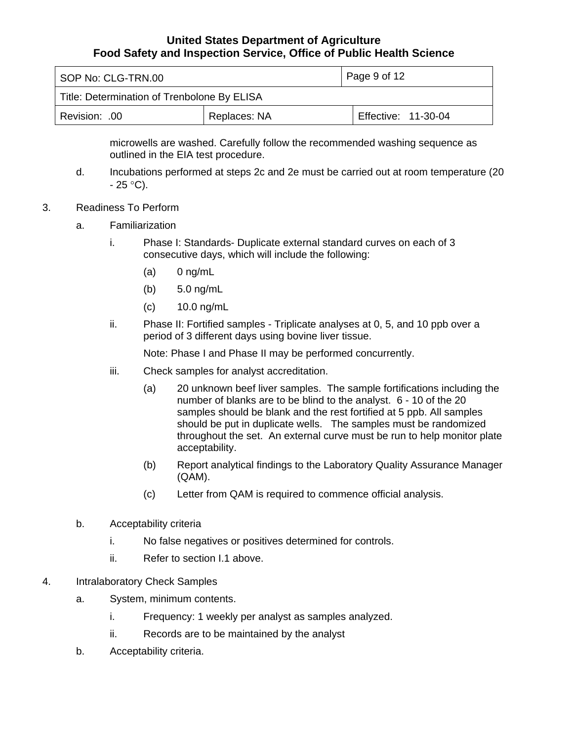microwells are washed. Carefully follow the recommended washing sequence as outlined in the EIA test procedure.

d. Incubations performed at steps 2c and 2e must be carried out at room temperature (20 - 25 °C).

3. Readiness To Perform

   a. Familiarization

      i. Phase I: Standards- Duplicate external standard curves on each of 3 consecutive days, which will include the following:

         (a) 0 ng/mL

         (b) 5.0 ng/mL

         (c) 10.0 ng/mL

      ii. Phase II: Fortified samples - Triplicate analyses at 0, 5, and 10 ppb over a period of 3 different days using bovine liver tissue.

         Note: Phase I and Phase II may be performed concurrently.

      iii. Check samples for analyst accreditation.

         (a) 20 unknown beef liver samples. The sample fortifications including the number of blanks are to be blind to the analyst. 6 - 10 of the 20 samples should be blank and the rest fortified at 5 ppb. All samples should be put in duplicate wells. The samples must be randomized throughout the set. An external curve must be run to help monitor plate acceptability.

         (b) Report analytical findings to the Laboratory Quality Assurance Manager (QAM).

         (c) Letter from QAM is required to commence official analysis.

   b. Acceptability criteria

      i. No false negatives or positives determined for controls.

      ii. Refer to section I.1 above.

4. Intralaboratory Check Samples

   a. System, minimum contents.

      i. Frequency: 1 weekly per analyst as samples analyzed.

      ii. Records are to be maintained by the analyst

   b. Acceptability criteria.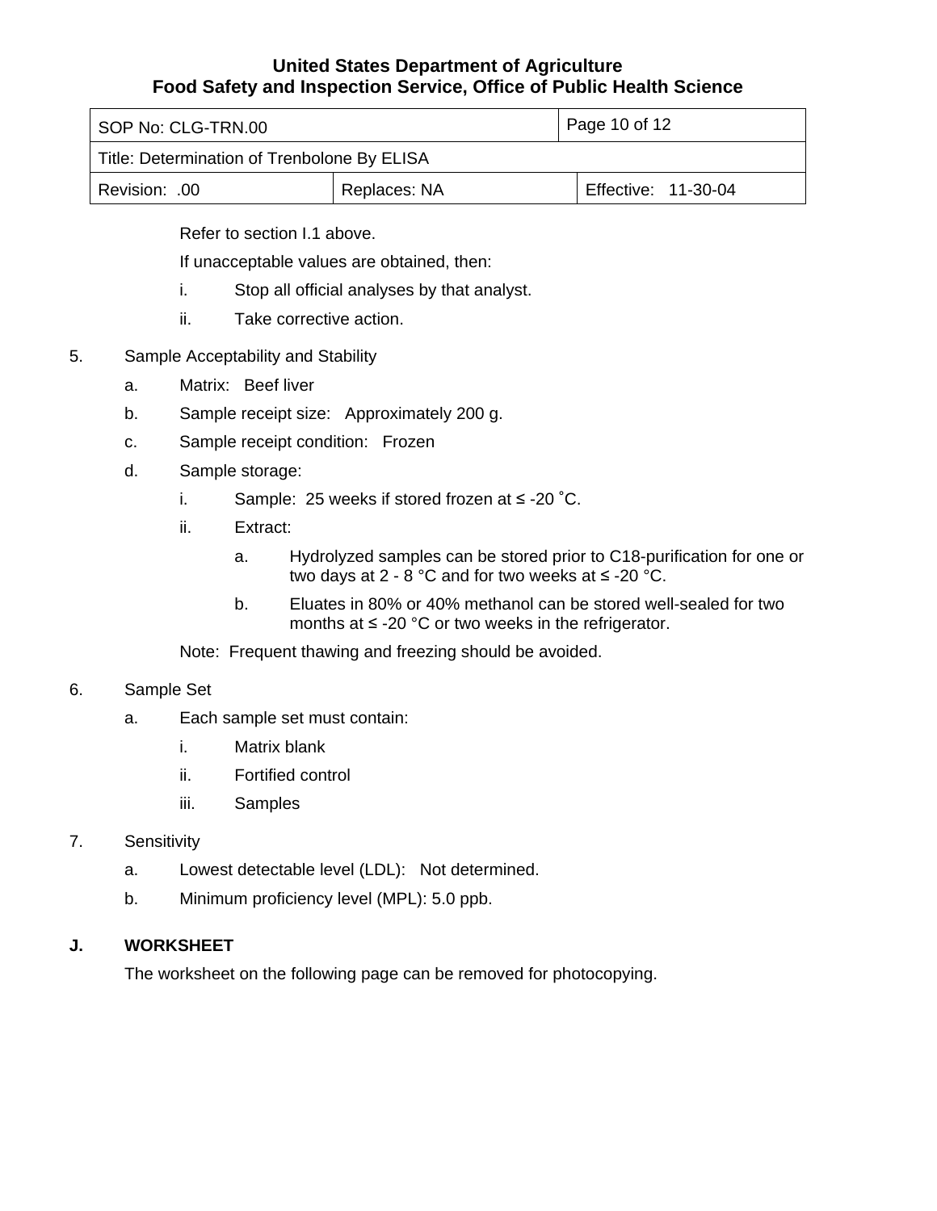Refer to section I.1 above.

If unacceptable values are obtained, then:

i. Stop all official analyses by that analyst.

ii. Take corrective action.

5. Sample Acceptability and Stability

   a. Matrix: Beef liver

   b. Sample receipt size: Approximately 200 g.

   c. Sample receipt condition: Frozen

   d. Sample storage:

      i. Sample: 25 weeks if stored frozen at ≤ -20 ˚C.

      ii. Extract:

         a. Hydrolyzed samples can be stored prior to C18-purification for one or two days at 2 - 8 °C and for two weeks at ≤ -20 °C.

         b. Eluates in 80% or 40% methanol can be stored well-sealed for two months at ≤ -20 °C or two weeks in the refrigerator.

   Note: Frequent thawing and freezing should be avoided.

6. Sample Set

   a. Each sample set must contain:

      i. Matrix blank

      ii. Fortified control

      iii. Samples

7. Sensitivity

   a. Lowest detectable level (LDL): Not determined.

   b. Minimum proficiency level (MPL): 5.0 ppb.

## J. WORKSHEET

The worksheet on the following page can be removed for photocopying.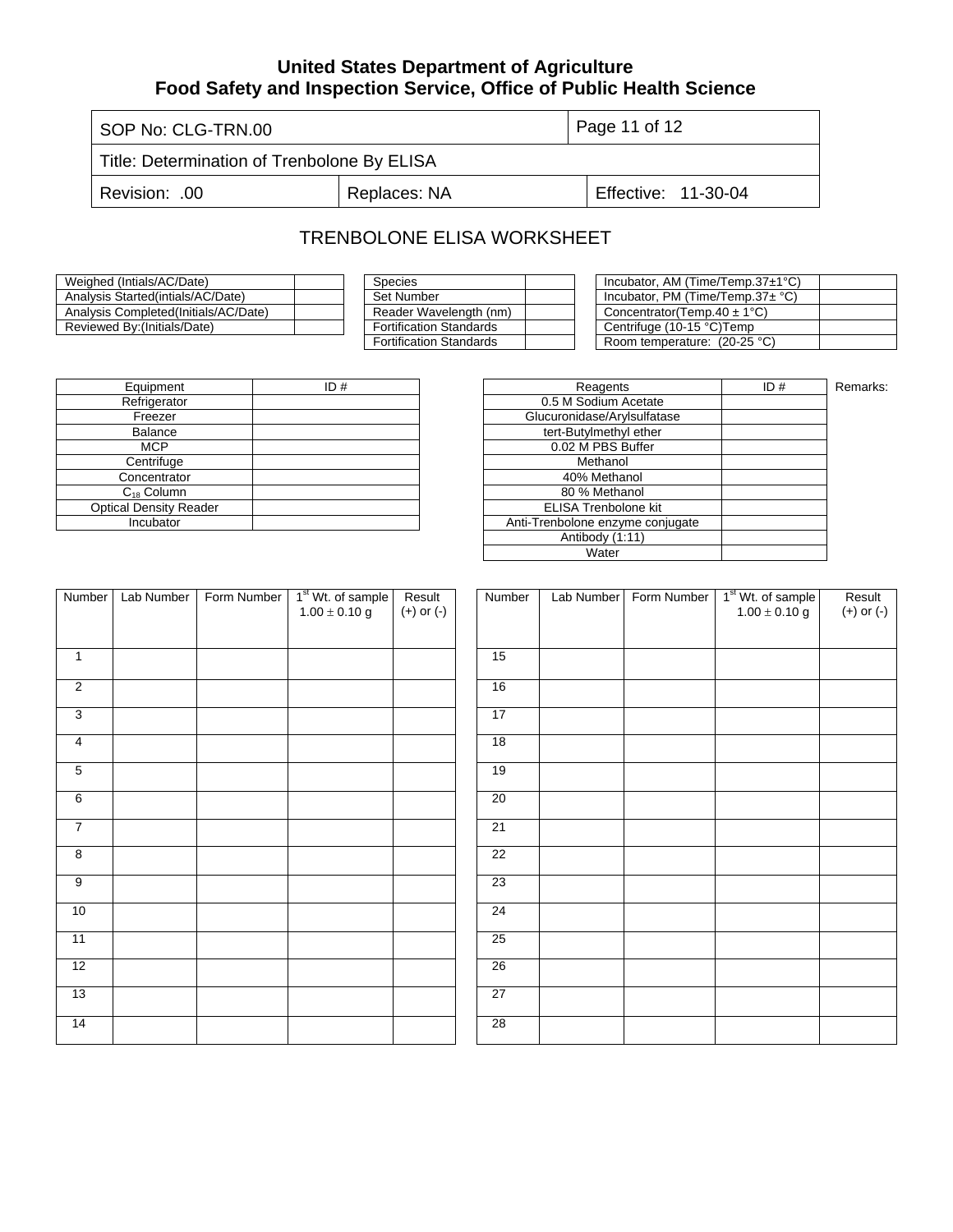# United States Department of Agriculture
# Food Safety and Inspection Service, Office of Public Health Science

| SOP No: CLG-TRN.00 | | Page 11 of 12 |
|---|---|---|
| Title: Determination of Trenbolone By ELISA | | |
| Revision: .00 | Replaces: NA | Effective: 11-30-04 |

## TRENBOLONE ELISA WORKSHEET

| | |
|---|---|
| Weighed (Intials/AC/Date) | |
| Analysis Started(intials/AC/Date) | |
| Analysis Completed(Initials/AC/Date) | |
| Reviewed By:(Initials/Date) | |

| | |
|---|---|
| Species | |
| Set Number | |
| Reader Wavelength (nm) | |
| Fortification Standards | |
| Fortification Standards | |

| | |
|---|---|
| Incubator, AM (Time/Temp.37±1°C) | |
| Incubator, PM (Time/Temp.37± °C) | |
| Concentrator(Temp.40 ± 1°C) | |
| Centrifuge (10-15 °C)Temp | |
| Room temperature: (20-25 °C) | |

| Equipment | ID # |
|---|---|
| Refrigerator | |
| Freezer | |
| Balance | |
| MCP | |
| Centrifuge | |
| Concentrator | |
| $C_{18}$ Column | |
| Optical Density Reader | |
| Incubator | |

| Reagents | ID # |
|---|---|
| 0.5 M Sodium Acetate | |
| Glucuronidase/Arylsulfatase | |
| tert-Butylmethyl ether | |
| 0.02 M PBS Buffer | |
| Methanol | |
| 40% Methanol | |
| 80 % Methanol | |
| ELISA Trenbolone kit | |
| Anti-Trenbolone enzyme conjugate | |
| Antibody (1:11) | |
| Water | |

Remarks:

| Number | Lab Number | Form Number | 1st Wt. of sample 1.00 ± 0.10 g | Result (+) or (-) |
|---|---|---|---|---|
| 1 | | | | |
| 2 | | | | |
| 3 | | | | |
| 4 | | | | |
| 5 | | | | |
| 6 | | | | |
| 7 | | | | |
| 8 | | | | |
| 9 | | | | |
| 10 | | | | |
| 11 | | | | |
| 12 | | | | |
| 13 | | | | |
| 14 | | | | |

| Number | Lab Number | Form Number | 1st Wt. of sample 1.00 ± 0.10 g | Result (+) or (-) |
|---|---|---|---|---|
| 15 | | | | |
| 16 | | | | |
| 17 | | | | |
| 18 | | | | |
| 19 | | | | |
| 20 | | | | |
| 21 | | | | |
| 22 | | | | |
| 23 | | | | |
| 24 | | | | |
| 25 | | | | |
| 26 | | | | |
| 27 | | | | |
| 28 | | | | |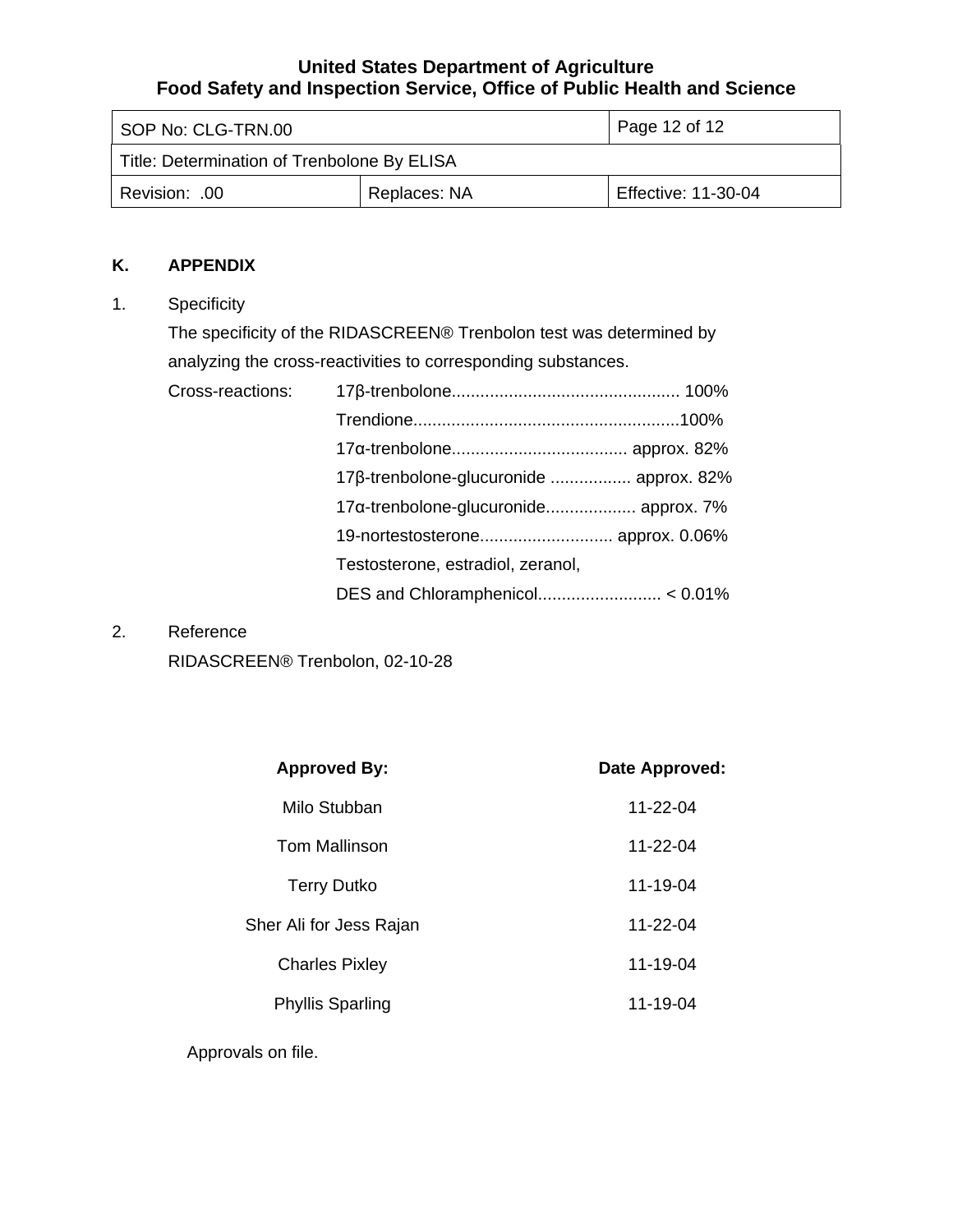## K. APPENDIX

1. Specificity

   The specificity of the RIDASCREEN® Trenbolon test was determined by analyzing the cross-reactivities to corresponding substances.

   Cross-reactions:
   17β-trenbolone................................................ 100%
   Trendione........................................................100%
   17α-trenbolone..................................... approx. 82%
   17β-trenbolone-glucuronide ................. approx. 82%
   17α-trenbolone-glucuronide................... approx. 7%
   19-nortestosterone............................ approx. 0.06%
   Testosterone, estradiol, zeranol,
   DES and Chloramphenicol.......................... < 0.01%

2. Reference

   RIDASCREEN® Trenbolon, 02-10-28

| Approved By: | Date Approved: |
|---|---|
| Milo Stubban | 11-22-04 |
| Tom Mallinson | 11-22-04 |
| Terry Dutko | 11-19-04 |
| Sher Ali for Jess Rajan | 11-22-04 |
| Charles Pixley | 11-19-04 |
| Phyllis Sparling | 11-19-04 |

Approvals on file.